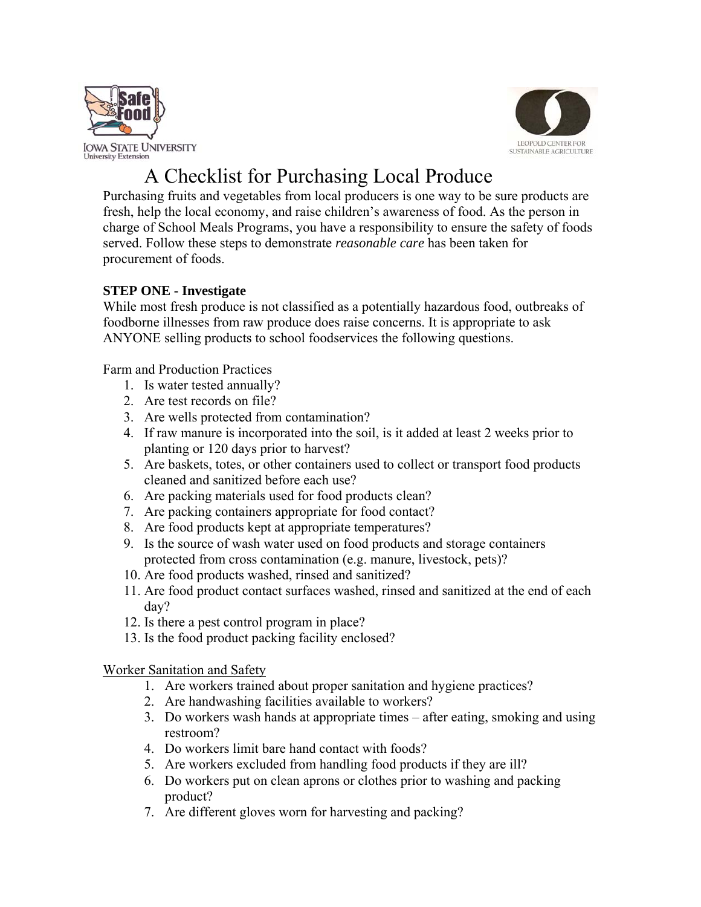# A Checklist for Purchasing Local Produce

Purchasing fruits and vegetables from local producers is one way to be sure products are fresh, help the local economy, and raise children's awareness of food. As the person in charge of School Meals Programs, you have a responsibility to ensure the safety of foods served. Follow these steps to demonstrate *reasonable care* has been taken for procurement of foods.

**STEP ONE - Investigate**

While most fresh produce is not classified as a potentially hazardous food, outbreaks of foodborne illnesses from raw produce does raise concerns. It is appropriate to ask ANYONE selling products to school foodservices the following questions.

Farm and Production Practices

1. Is water tested annually?
2. Are test records on file?
3. Are wells protected from contamination?
4. If raw manure is incorporated into the soil, is it added at least 2 weeks prior to planting or 120 days prior to harvest?
5. Are baskets, totes, or other containers used to collect or transport food products cleaned and sanitized before each use?
6. Are packing materials used for food products clean?
7. Are packing containers appropriate for food contact?
8. Are food products kept at appropriate temperatures?
9. Is the source of wash water used on food products and storage containers protected from cross contamination (e.g. manure, livestock, pets)?
10. Are food products washed, rinsed and sanitized?
11. Are food product contact surfaces washed, rinsed and sanitized at the end of each day?
12. Is there a pest control program in place?
13. Is the food product packing facility enclosed?

<u>Worker Sanitation and Safety</u>

1. Are workers trained about proper sanitation and hygiene practices?
2. Are handwashing facilities available to workers?
3. Do workers wash hands at appropriate times – after eating, smoking and using restroom?
4. Do workers limit bare hand contact with foods?
5. Are workers excluded from handling food products if they are ill?
6. Do workers put on clean aprons or clothes prior to washing and packing product?
7. Are different gloves worn for harvesting and packing?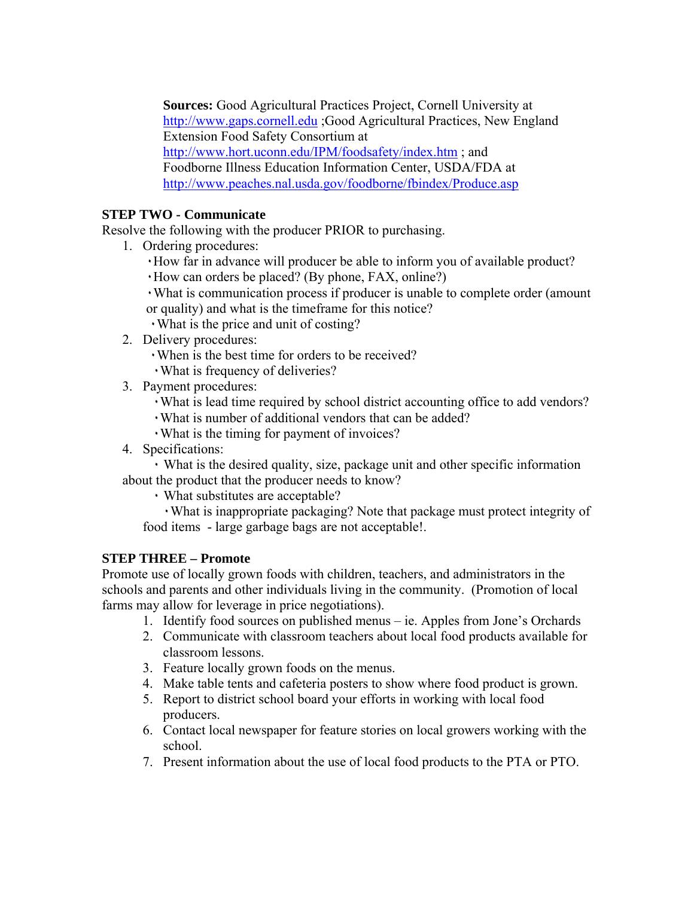**Sources:** Good Agricultural Practices Project, Cornell University at http://www.gaps.cornell.edu ;Good Agricultural Practices, New England Extension Food Safety Consortium at http://www.hort.uconn.edu/IPM/foodsafety/index.htm ; and Foodborne Illness Education Information Center, USDA/FDA at http://www.peaches.nal.usda.gov/foodborne/fbindex/Produce.asp

**STEP TWO - Communicate**

Resolve the following with the producer PRIOR to purchasing.

1. Ordering procedures:
   - How far in advance will producer be able to inform you of available product?
   - How can orders be placed? (By phone, FAX, online?)
   - What is communication process if producer is unable to complete order (amount or quality) and what is the timeframe for this notice?
   - What is the price and unit of costing?
2. Delivery procedures:
   - When is the best time for orders to be received?
   - What is frequency of deliveries?
3. Payment procedures:
   - What is lead time required by school district accounting office to add vendors?
   - What is number of additional vendors that can be added?
   - What is the timing for payment of invoices?
4. Specifications:
   - What is the desired quality, size, package unit and other specific information about the product that the producer needs to know?
   - What substitutes are acceptable?
   - What is inappropriate packaging? Note that package must protect integrity of food items - large garbage bags are not acceptable!.

**STEP THREE – Promote**

Promote use of locally grown foods with children, teachers, and administrators in the schools and parents and other individuals living in the community. (Promotion of local farms may allow for leverage in price negotiations).

1. Identify food sources on published menus – ie. Apples from Jone's Orchards
2. Communicate with classroom teachers about local food products available for classroom lessons.
3. Feature locally grown foods on the menus.
4. Make table tents and cafeteria posters to show where food product is grown.
5. Report to district school board your efforts in working with local food producers.
6. Contact local newspaper for feature stories on local growers working with the school.
7. Present information about the use of local food products to the PTA or PTO.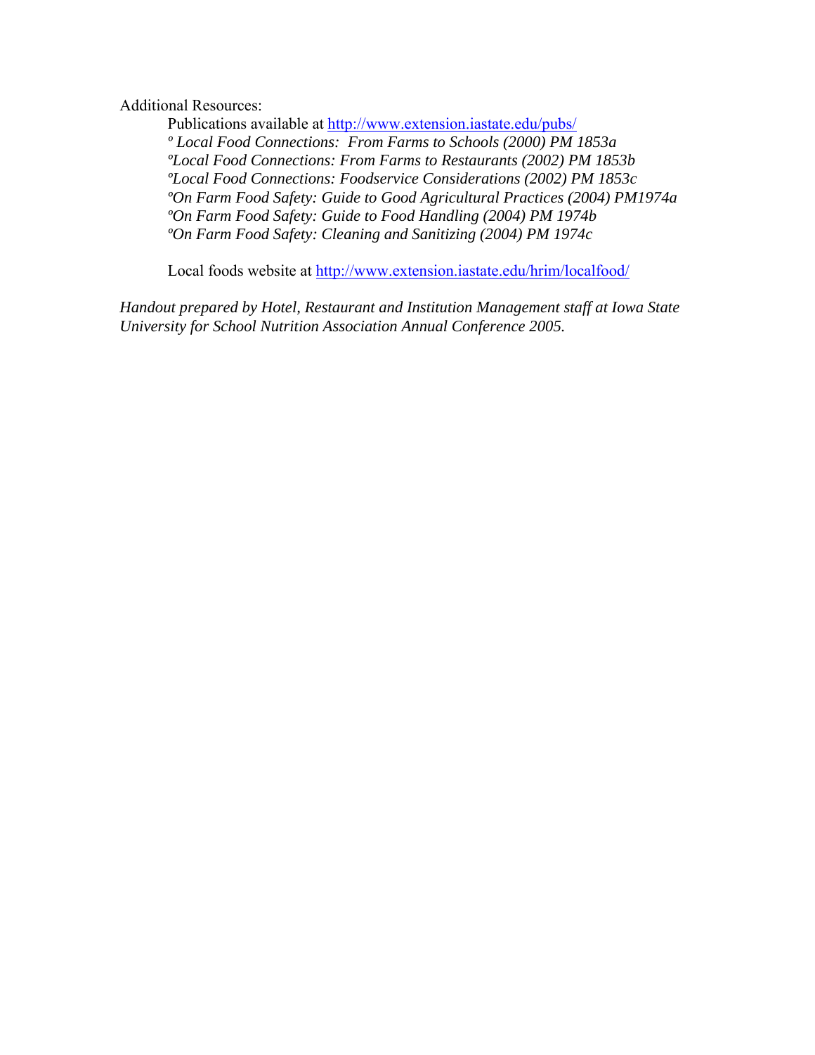Additional Resources:

Publications available at http://www.extension.iastate.edu/pubs/

º *Local Food Connections: From Farms to Schools (2000) PM 1853a*
º*Local Food Connections: From Farms to Restaurants (2002) PM 1853b*
º*Local Food Connections: Foodservice Considerations (2002) PM 1853c*
º*On Farm Food Safety: Guide to Good Agricultural Practices (2004) PM1974a*
º*On Farm Food Safety: Guide to Food Handling (2004) PM 1974b*
º*On Farm Food Safety: Cleaning and Sanitizing (2004) PM 1974c*

Local foods website at http://www.extension.iastate.edu/hrim/localfood/

*Handout prepared by Hotel, Restaurant and Institution Management staff at Iowa State University for School Nutrition Association Annual Conference 2005.*